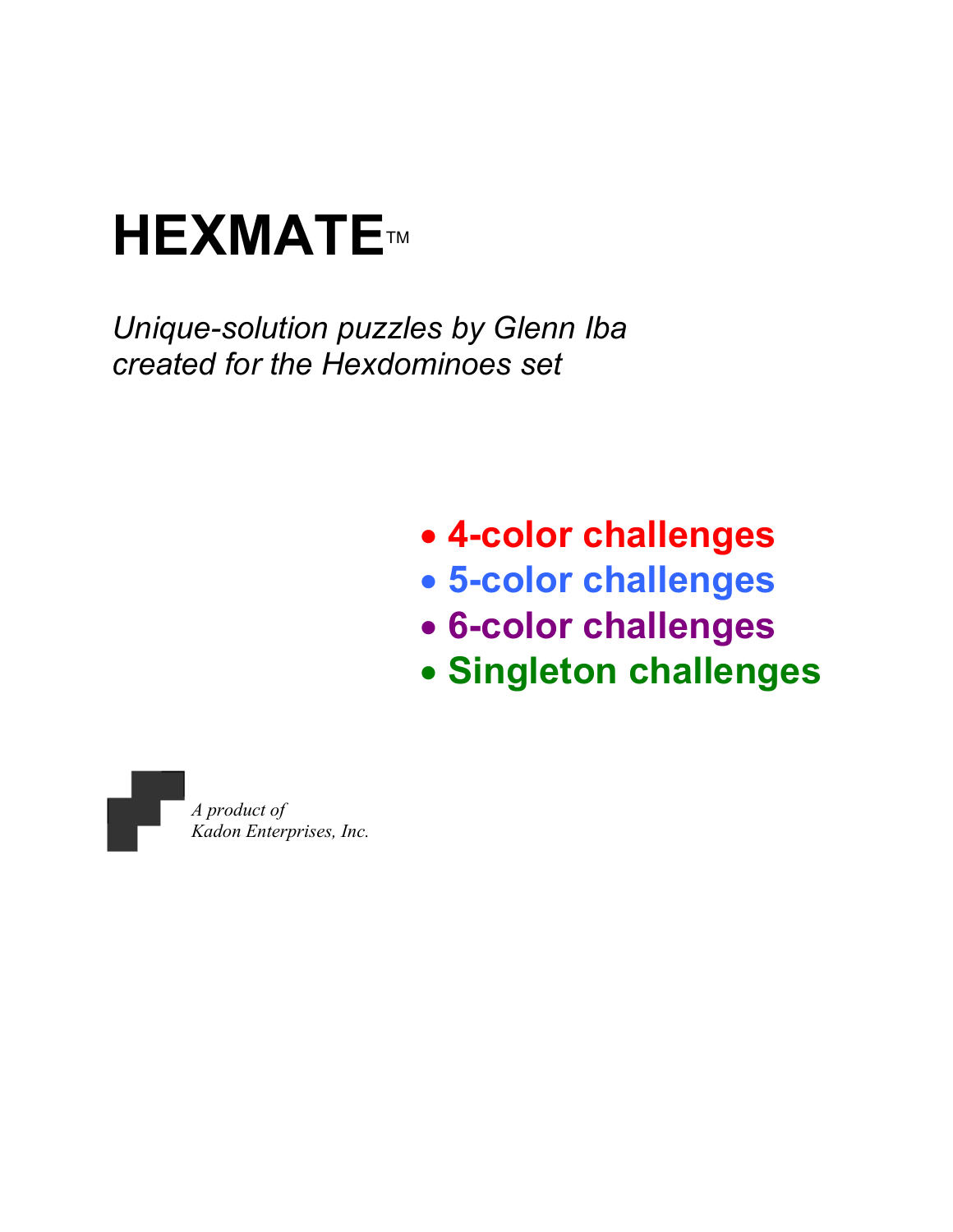# HEXMATE™

*Unique-solution puzzles by Glenn Iba*
*created for the Hexdominoes set*

- **4-color challenges**
- **5-color challenges**
- **6-color challenges**
- **Singleton challenges**

*A product of*
*Kadon Enterprises, Inc.*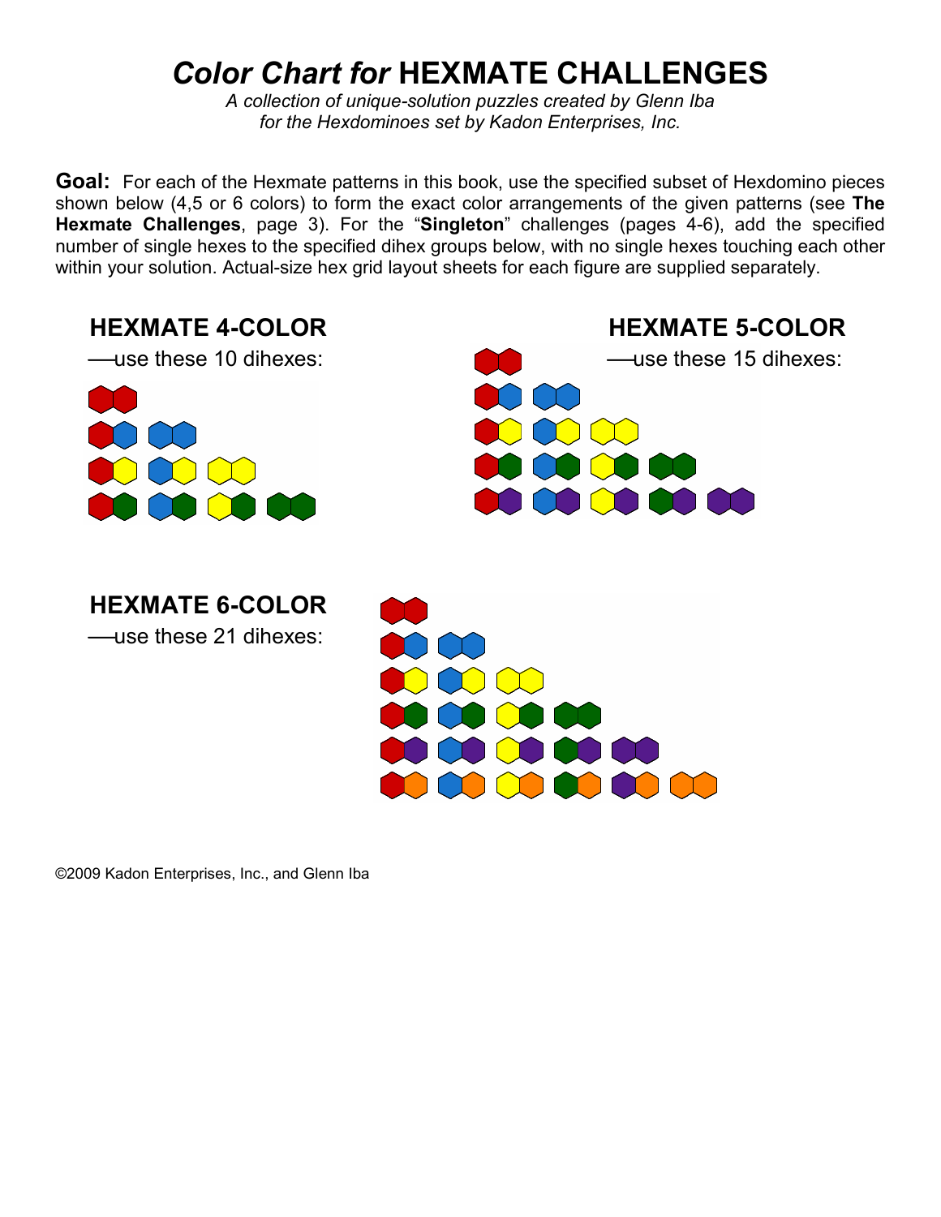# *Color Chart for* HEXMATE CHALLENGES

*A collection of unique-solution puzzles created by Glenn Iba for the Hexdominoes set by Kadon Enterprises, Inc.*

**Goal:** For each of the Hexmate patterns in this book, use the specified subset of Hexdomino pieces shown below (4,5 or 6 colors) to form the exact color arrangements of the given patterns (see **The Hexmate Challenges**, page 3). For the "**Singleton**" challenges (pages 4-6), add the specified number of single hexes to the specified dihex groups below, with no single hexes touching each other within your solution. Actual-size hex grid layout sheets for each figure are supplied separately.

## HEXMATE 4-COLOR

—use these 10 dihexes:

## HEXMATE 5-COLOR

—use these 15 dihexes:

## HEXMATE 6-COLOR

—use these 21 dihexes:

©2009 Kadon Enterprises, Inc., and Glenn Iba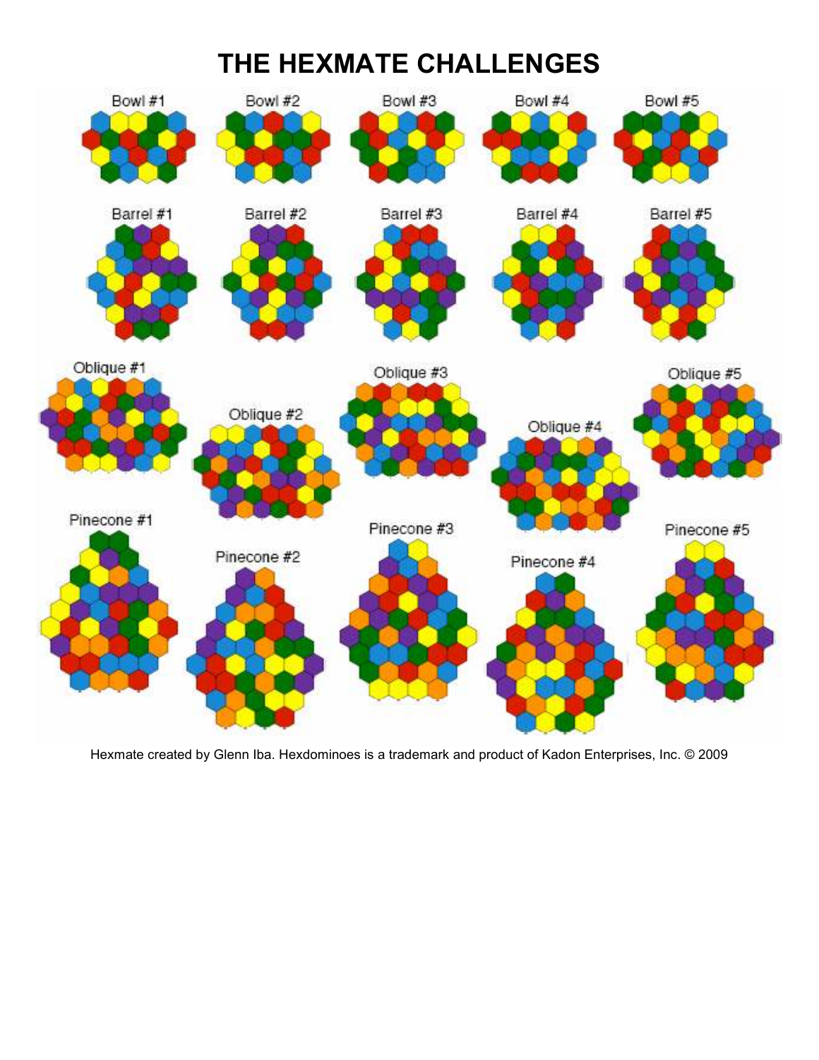# THE HEXMATE CHALLENGES

Bowl #1 Bowl #2 Bowl #3 Bowl #4 Bowl #5

Barrel #1 Barrel #2 Barrel #3 Barrel #4 Barrel #5

Oblique #1 Oblique #2 Oblique #3 Oblique #4 Oblique #5

Pinecone #1 Pinecone #2 Pinecone #3 Pinecone #4 Pinecone #5

Hexmate created by Glenn Iba. Hexdominoes is a trademark and product of Kadon Enterprises, Inc. © 2009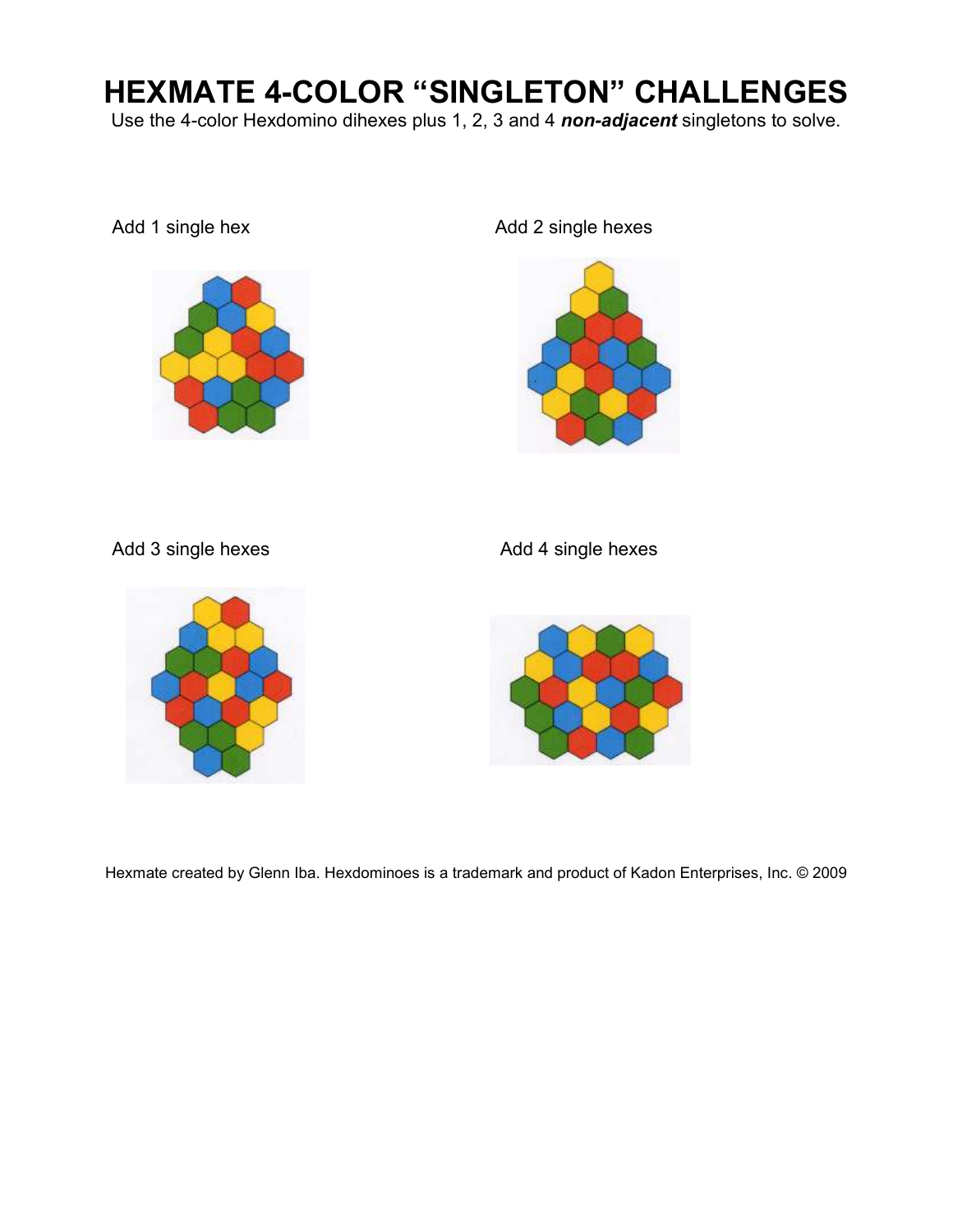# HEXMATE 4-COLOR "SINGLETON" CHALLENGES

Use the 4-color Hexdomino dihexes plus 1, 2, 3 and 4 ***non-adjacent*** singletons to solve.

Add 1 single hex

Add 2 single hexes

Add 3 single hexes

Add 4 single hexes

Hexmate created by Glenn Iba. Hexdominoes is a trademark and product of Kadon Enterprises, Inc. © 2009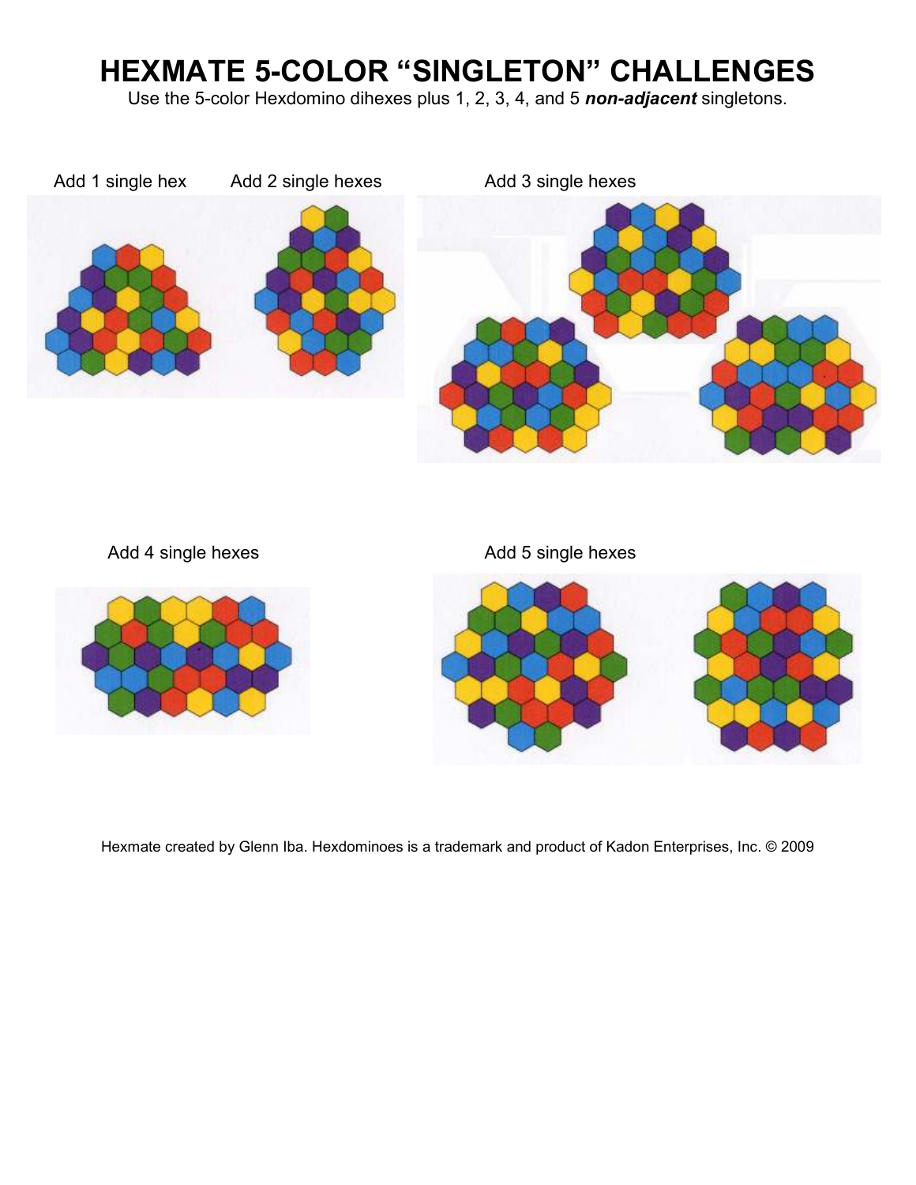# HEXMATE 5-COLOR "SINGLETON" CHALLENGES

Use the 5-color Hexdomino dihexes plus 1, 2, 3, 4, and 5 ***non-adjacent*** singletons.

Add 1 single hex

Add 2 single hexes

Add 3 single hexes

Add 4 single hexes

Add 5 single hexes

Hexmate created by Glenn Iba. Hexdominoes is a trademark and product of Kadon Enterprises, Inc. © 2009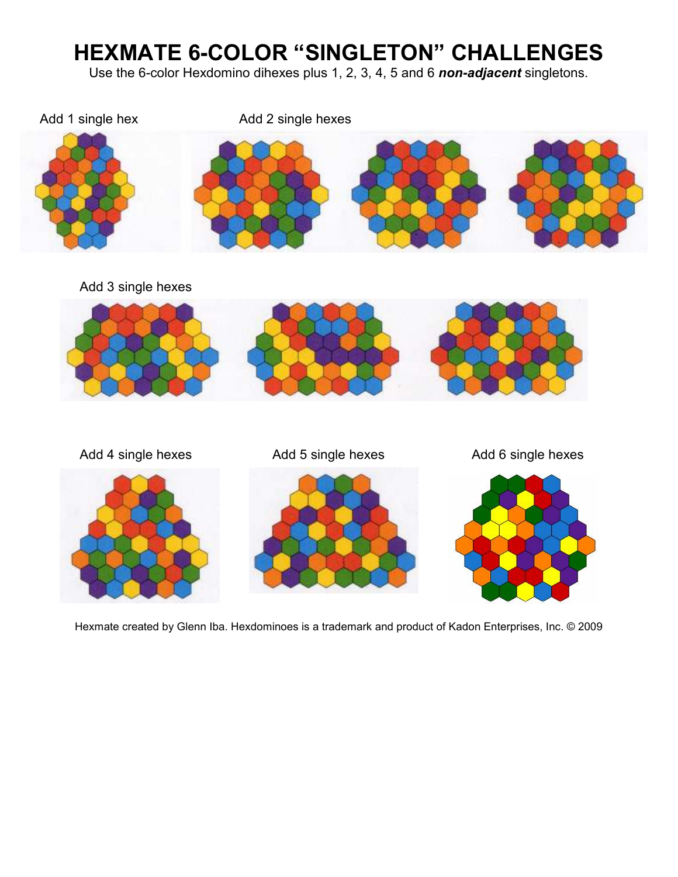# HEXMATE 6-COLOR "SINGLETON" CHALLENGES

Use the 6-color Hexdomino dihexes plus 1, 2, 3, 4, 5 and 6 ***non-adjacent*** singletons.

Add 1 single hex

Add 2 single hexes

Add 3 single hexes

Add 4 single hexes

Add 5 single hexes

Add 6 single hexes

Hexmate created by Glenn Iba. Hexdominoes is a trademark and product of Kadon Enterprises, Inc. © 2009